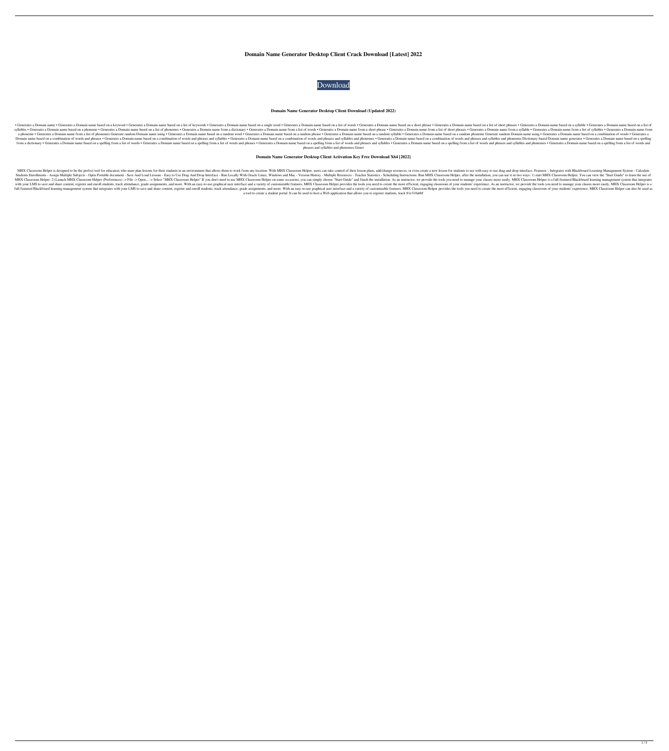# Domain Name Generator Desktop Client Crack Download [Latest] 2022

Download

### Domain Name Generator Desktop Client Download (Updated 2022)

• Generates a Domain name • Generates a Domain name based on a keyword • Generates a Domain name based on a list of keywords • Generates a Domain name based on a single word • Generates a Domain name based on a list of words • Generates a Domain name based on a short phrase • Generates a Domain name based on a list of short phrases • Generates a Domain name based on a syllable • Generates a Domain name based on a list of syllables • Generates a Domain name based on a phoneme • Generates a Domain name based on a list of phonemes • Generates a Domain name from a dictionary • Generates a Domain name from a list of words • Generates a Domain name from a short phrase • Generates a Domain name from a list of short phrases • Generates a Domain name from a syllable • Generates a Domain name from a list of syllables • Generates a Domain name from a phoneme • Generates a Domain name from a list of phonemes Generate random Domain name using • Generates a Domain name based on a random word • Generates a Domain name based on a random phrase • Generates a Domain name based on a random syllable • Generates a Domain name based on a random phoneme Generate random Domain name using • Generates a Domain name based on a combination of words • Generates a Domain name based on a combination of words and phrases • Generates a Domain name based on a combination of words and phrases and syllables • Generates a Domain name based on a combination of words and phrases and syllables and phonemes • Generates a Domain name based on a combination of words and phrases and syllables and phonemes Dictionary-based Domain name generator • Generates a Domain name based on a spelling from a dictionary • Generates a Domain name based on a spelling from a list of words • Generates a Domain name based on a spelling from a list of words and phrases • Generates a Domain name based on a spelling from a list of words and phrases and syllables • Generates a Domain name based on a spelling from a list of words and phrases and syllables and phonemes • Generates a Domain name based on a spelling from a list of words and phrases and syllables and phonemes Gener

### Domain Name Generator Desktop Client Activation Key Free Download X64 [2022]

MHX Classroom Helper is designed to be the perfect tool for educators who must plan lessons for their students in an environment that allows them to work from any location. With MHX Classroom Helper, users can take control of their lesson plans, add/change resources, or even create a new lesson for students to use with easy to use drag and drop interface. Features: - Integrates with Blackboard Learning Management System - Calculate Students Enrollments - Assign Multiple Subjects - Open Portable document - Save And Load Lessons - Easy to Use Drag And Drop Interface - Run Locally With Oracle Linux, Windows and Mac - Version History - Multiple Resources - Teacher Statistics - Scheduling Instructions: Run MHX Classroom Helper, after the installation, you can use it in two ways: 1) start MHX Classroom Helper, You can view the "Start Guide" to learn the use of MHX Classroom Helper. 2) Launch MHX Classroom Helper (Preferences) -> File -> Open... -> Select "MHX Classroom Helper" If you don't need to use MHX Classroom Helper on some occasions, you can simply choose "Start Guide" and finish the installation. As an instructor, we provide the tools you need to manage your classes more easily. MHX Classroom Helper is a full-featured Blackboard learning management system that integrates with your LMS to save and share content, register and enroll students, track attendance, grade assignments, and more. With an easy-to-use graphical user interface and a variety of customizable features, MHX Classroom Helper provides the tools you need to create the most efficient, engaging classroom of your students' experience. As an instructor, we provide the tools you need to manage your classes more easily. MHX Classroom Helper is a full-featured Blackboard learning management system that integrates with your LMS to save and share content, register and enroll students, track attendance, grade assignments, and more. With an easy-to-use graphical user interface and a variety of customizable features, MHX Classroom Helper provides the tools you need to create the most efficient, engaging classroom of your students' experience. MHX Classroom Helper can also be used as a tool to create a student portal. It can be used to host a Web-application that allows you to register students, track 81e310abbf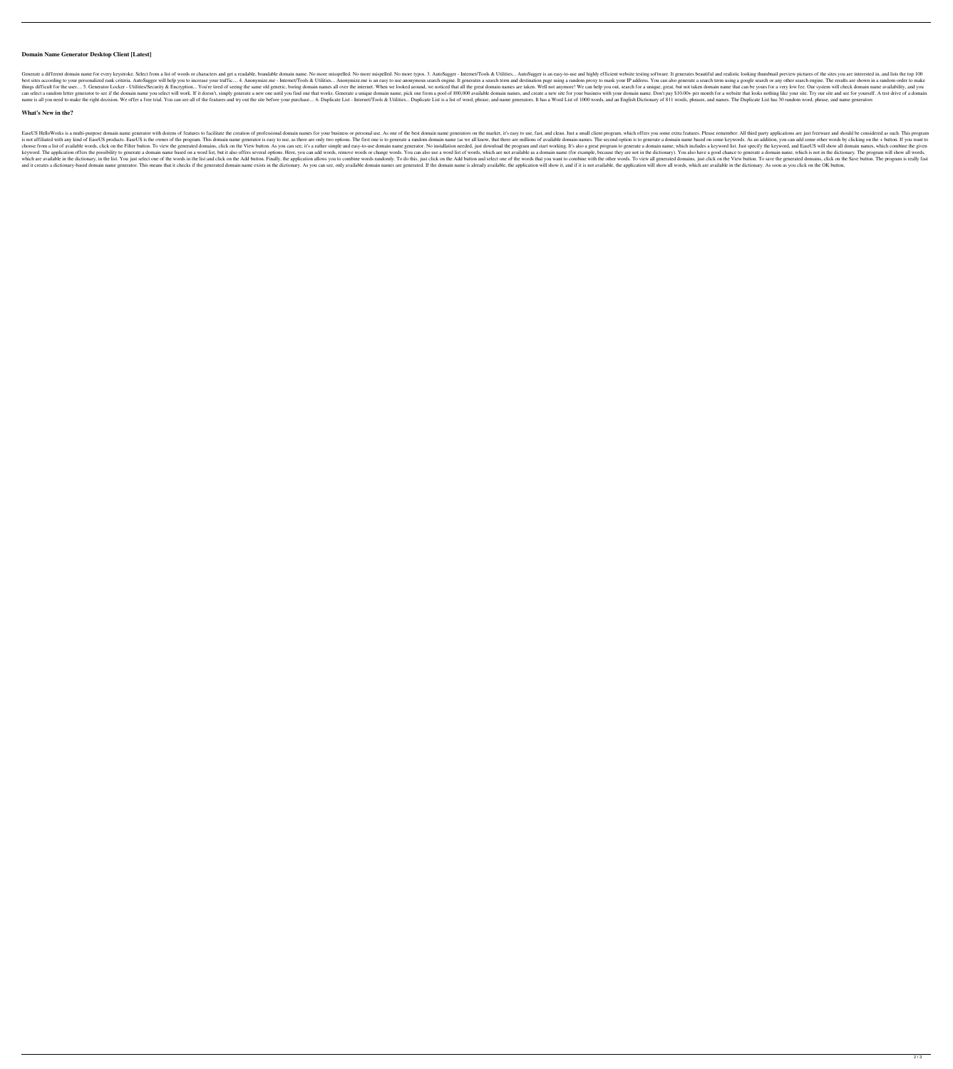### Domain Name Generator Desktop Client [Latest]

Generate a different domain name for every keystroke. Select from a list of words or characters and get a readable, brandable domain name. No more misspelled. No more mispelled. No more typos. 3. AutoSugger - Internet/Tools & Utilities... AutoSugger is an easy-to-use and highly efficient website testing software. It generates beautiful and realistic looking thumbnail preview pictures of the sites you are interested in, and lists the top 100 best sites according to your personalized rank criteria. AutoSugger will help you to increase your traffic.... 4. Anonymize.me - Internet/Tools & Utilities... Anonymize.me is an easy to use anonymous search engine. It generates a search term and destination page using a random proxy to mask your IP address. You can also generate a search term using a google search or any other search engine. The results are shown in a random order to make things difficult for the user.... 5. Generator Locker - Utilities/Security & Encryption... You're tired of seeing the same old generic, boring domain names all over the internet. When we looked around, we noticed that all the great domain names are taken. Well not anymore! We can help you out, search for a unique, great, but not taken domain name that can be yours for a very low fee. Our system will check domain name availability, and you can select a random letter generator to see if the domain name you select will work. If it doesn't, simply generate a new one until you find one that works. Generate a unique domain name, pick one from a pool of 800,000 available domain names, and create a new site for your business with your domain name. Don't pay $10.00+ per month for a website that looks nothing like your site. Try our site and see for yourself. A test drive of a domain name is all you need to make the right decision. We offer a free trial. You can see all of the features and try out the site before your purchase.... 6. Duplicate List - Internet/Tools & Utilities... Duplicate List is a list of word, phrase, and name generators. It has a Word List of 1000 words, and an English Dictionary of 811 words, phrases, and names. The Duplicate List has 30 random word, phrase, and name generators

### What's New in the?

EaseUS HelloWorks is a multi-purpose domain name generator with dozens of features to facilitate the creation of professional domain names for your business or personal use. As one of the best domain name generators on the market, it's easy to use, fast, and clean. Just a small client program, which offers you some extra features. Please remember: All third party applications are just freeware and should be considered as such. This program is not affiliated with any kind of EaseUS products. EaseUS is the owner of the program. This domain name generator is easy to use, as there are only two options. The first one is to generate a random domain name (as we all know, that there are millions of available domain names. The second option is to generate a domain name based on some keywords. As an addition, you can add some other words by clicking on the + button. If you want to choose from a list of available words, click on the Filter button. To view the generated domains, click on the View button. As you can see, it's a rather simple and easy-to-use domain name generator. No installation needed, just download the program and start working. It's also a great program to generate a domain name, which includes a keyword list. Just specify the keyword, and EaseUS will show all domain names, which combine the given keyword. The application offers the possibility to generate a domain name based on a word list, but it also offers several options. Here, you can add words, remove words or change words. You can also use a word list of words, which are not available as a domain name (for example, because they are not in the dictionary). You also have a good chance to generate a domain name, which is not in the dictionary. The program will show all words, which are available in the dictionary, in the list. You just select one of the words in the list and click on the Add button. Finally, the application allows you to combine words randomly. To do this, just click on the Add button and select one of the words that you want to combine with the other words. To view all generated domains, just click on the View button. To save the generated domains, click on the Save button. The program is really fast and it creates a dictionary-based domain name generator. This means that it checks if the generated domain name exists in the dictionary. As you can see, only available domain names are generated. If the domain name is already available, the application will show it, and if it is not available, the application will show all words, which are available in the dictionary. As soon as you click on the OK button,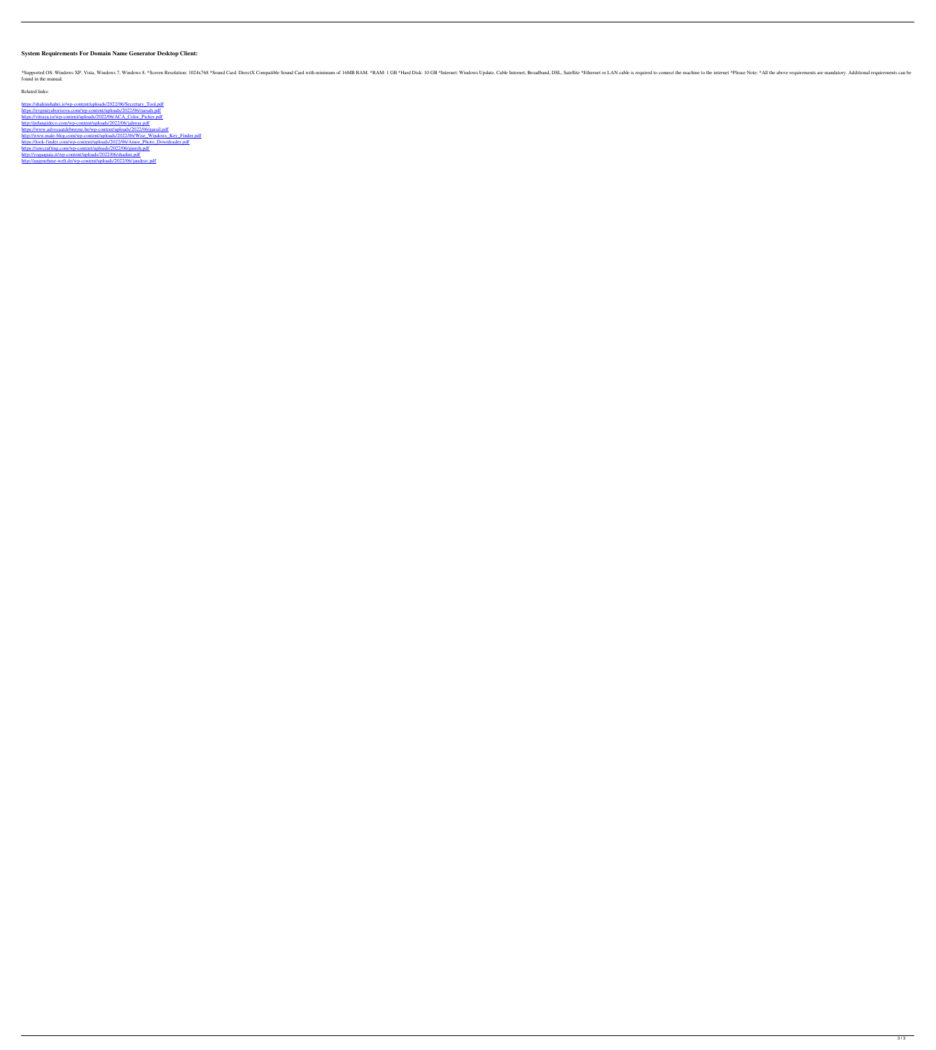### System Requirements For Domain Name Generator Desktop Client:

*Supported OS: Windows XP, Vista, Windows 7, Windows 8. *Screen Resolution: 1024x768 *Sound Card: DirectX Compatible Sound Card with minimum of 16MB RAM. *RAM: 1 GB *Hard Disk: 10 GB *Internet: Windows Update, Cable Internet, Broadband, DSL, Satellite *Ethernet or LAN cable is required to connect the machine to the internet *Please Note: *All the above requirements are mandatory. Additional requirements can be found in the manual.

Related links:

https://shahinshahri.ir/wp-content/uploads/2022/06/Secretary_Tool.pdf
https://evgeniyaborisova.com/wp-content/uploads/2022/06/raesah.pdf
https://sitraya.io/wp-content/uploads/2022/06/ACA_Color_Picker.pdf
http://pelangideco.com/wp-content/uploads/2022/06/jalwar.pdf
https://www.advocaatdebruyne.be/wp-content/uploads/2022/06/gaaail.pdf
http://www.male-blog.com/wp-content/uploads/2022/06/Wise_Windows_Key_Finder.pdf
https://look-finder.com/wp-content/uploads/2022/06/Amor_Photo_Downloader.pdf
https://rawcrafting.com/wp-content/uploads/2022/06/gaureh.pdf
http://yogaapaia.it/wp-content/uploads/2022/06/shadim.pdf
http://angenehme-welt.de/wp-content/uploads/2022/06/jandeav.pdf